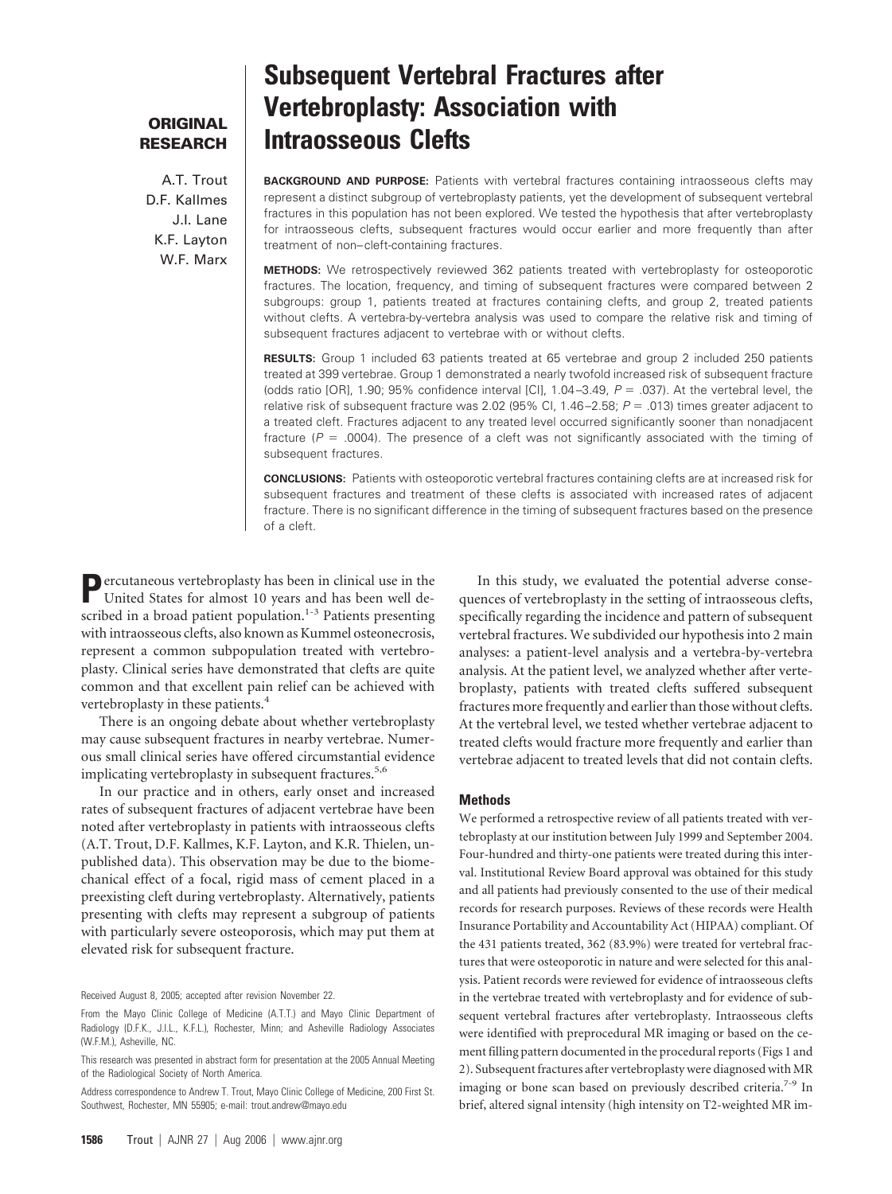**ORIGINAL RESEARCH**

# Subsequent Vertebral Fractures after Vertebroplasty: Association with Intraosseous Clefts

A.T. Trout
D.F. Kallmes
J.I. Lane
K.F. Layton
W.F. Marx

**BACKGROUND AND PURPOSE:** Patients with vertebral fractures containing intraosseous clefts may represent a distinct subgroup of vertebroplasty patients, yet the development of subsequent vertebral fractures in this population has not been explored. We tested the hypothesis that after vertebroplasty for intraosseous clefts, subsequent fractures would occur earlier and more frequently than after treatment of non–cleft-containing fractures.

**METHODS:** We retrospectively reviewed 362 patients treated with vertebroplasty for osteoporotic fractures. The location, frequency, and timing of subsequent fractures were compared between 2 subgroups: group 1, patients treated at fractures containing clefts, and group 2, treated patients without clefts. A vertebra-by-vertebra analysis was used to compare the relative risk and timing of subsequent fractures adjacent to vertebrae with or without clefts.

**RESULTS:** Group 1 included 63 patients treated at 65 vertebrae and group 2 included 250 patients treated at 399 vertebrae. Group 1 demonstrated a nearly twofold increased risk of subsequent fracture (odds ratio [OR], 1.90; 95% confidence interval [CI], 1.04–3.49, $P = .037$). At the vertebral level, the relative risk of subsequent fracture was 2.02 (95% CI, 1.46–2.58; $P = .013$) times greater adjacent to a treated cleft. Fractures adjacent to any treated level occurred significantly sooner than nonadjacent fracture ($P = .0004$). The presence of a cleft was not significantly associated with the timing of subsequent fractures.

**CONCLUSIONS:** Patients with osteoporotic vertebral fractures containing clefts are at increased risk for subsequent fractures and treatment of these clefts is associated with increased rates of adjacent fracture. There is no significant difference in the timing of subsequent fractures based on the presence of a cleft.

Percutaneous vertebroplasty has been in clinical use in the United States for almost 10 years and has been well described in a broad patient population.[1-3] Patients presenting with intraosseous clefts, also known as Kummel osteonecrosis, represent a common subpopulation treated with vertebroplasty. Clinical series have demonstrated that clefts are quite common and that excellent pain relief can be achieved with vertebroplasty in these patients.[4]

There is an ongoing debate about whether vertebroplasty may cause subsequent fractures in nearby vertebrae. Numerous small clinical series have offered circumstantial evidence implicating vertebroplasty in subsequent fractures.[5,6]

In our practice and in others, early onset and increased rates of subsequent fractures of adjacent vertebrae have been noted after vertebroplasty in patients with intraosseous clefts (A.T. Trout, D.F. Kallmes, K.F. Layton, and K.R. Thielen, unpublished data). This observation may be due to the biomechanical effect of a focal, rigid mass of cement placed in a preexisting cleft during vertebroplasty. Alternatively, patients presenting with clefts may represent a subgroup of patients with particularly severe osteoporosis, which may put them at elevated risk for subsequent fracture.

Received August 8, 2005; accepted after revision November 22.

From the Mayo Clinic College of Medicine (A.T.T.) and Mayo Clinic Department of Radiology (D.F.K., J.I.L., K.F.L.), Rochester, Minn; and Asheville Radiology Associates (W.F.M.), Asheville, NC.

This research was presented in abstract form for presentation at the 2005 Annual Meeting of the Radiological Society of North America.

Address correspondence to Andrew T. Trout, Mayo Clinic College of Medicine, 200 First St. Southwest, Rochester, MN 55905; e-mail: trout.andrew@mayo.edu

In this study, we evaluated the potential adverse consequences of vertebroplasty in the setting of intraosseous clefts, specifically regarding the incidence and pattern of subsequent vertebral fractures. We subdivided our hypothesis into 2 main analyses: a patient-level analysis and a vertebra-by-vertebra analysis. At the patient level, we analyzed whether after vertebroplasty, patients with treated clefts suffered subsequent fractures more frequently and earlier than those without clefts. At the vertebral level, we tested whether vertebrae adjacent to treated clefts would fracture more frequently and earlier than vertebrae adjacent to treated levels that did not contain clefts.

## Methods

We performed a retrospective review of all patients treated with vertebroplasty at our institution between July 1999 and September 2004. Four-hundred and thirty-one patients were treated during this interval. Institutional Review Board approval was obtained for this study and all patients had previously consented to the use of their medical records for research purposes. Reviews of these records were Health Insurance Portability and Accountability Act (HIPAA) compliant. Of the 431 patients treated, 362 (83.9%) were treated for vertebral fractures that were osteoporotic in nature and were selected for this analysis. Patient records were reviewed for evidence of intraosseous clefts in the vertebrae treated with vertebroplasty and for evidence of subsequent vertebral fractures after vertebroplasty. Intraosseous clefts were identified with preprocedural MR imaging or based on the cement filling pattern documented in the procedural reports (Figs 1 and 2). Subsequent fractures after vertebroplasty were diagnosed with MR imaging or bone scan based on previously described criteria.[7-9] In brief, altered signal intensity (high intensity on T2-weighted MR im-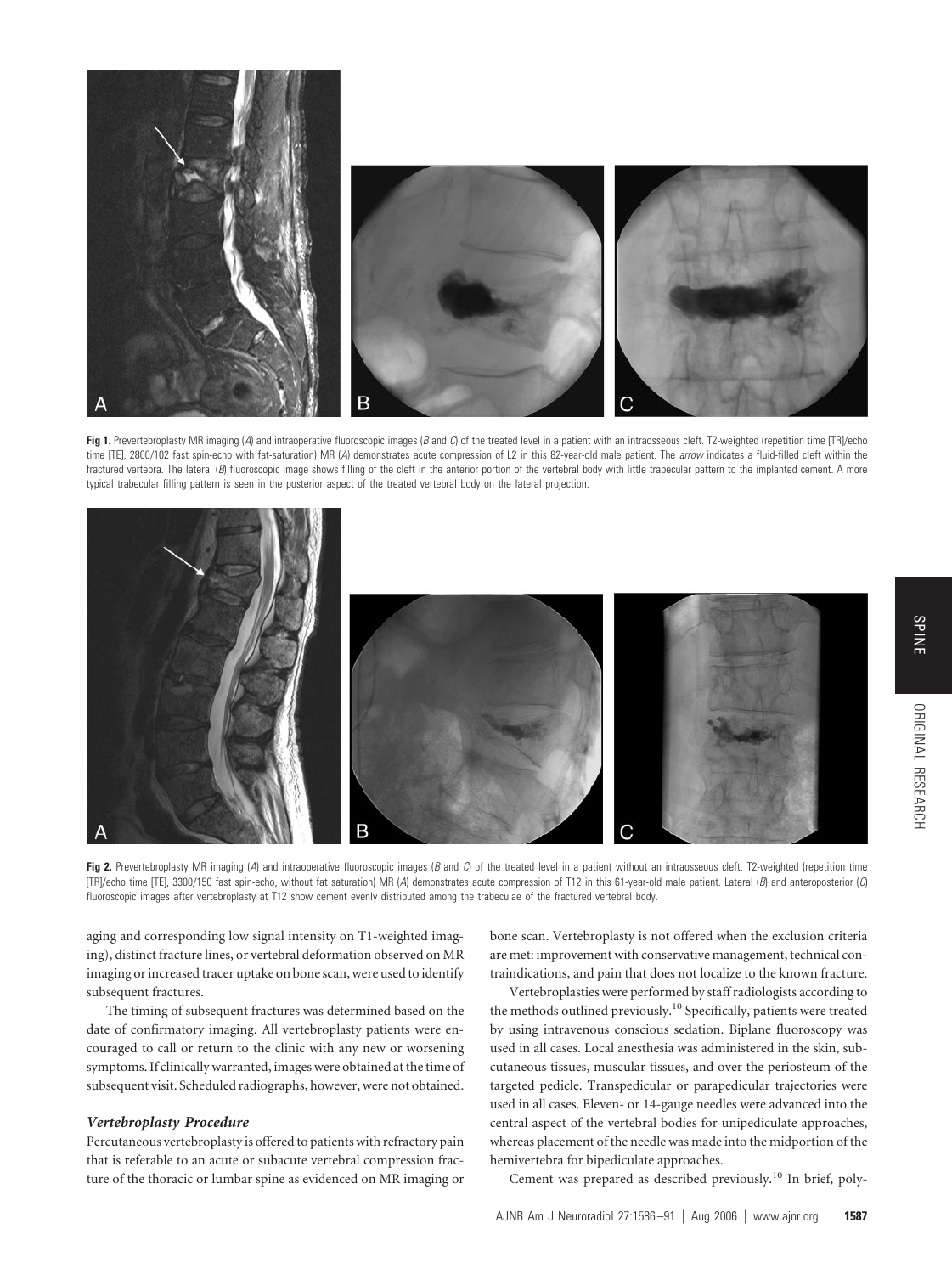**Fig 1.** Prevertebroplasty MR imaging (*A*) and intraoperative fluoroscopic images (*B* and *C*) of the treated level in a patient with an intraosseous cleft. T2-weighted (repetition time [TR]/echo time [TE], 2800/102 fast spin-echo with fat-saturation) MR (*A*) demonstrates acute compression of L2 in this 82-year-old male patient. The *arrow* indicates a fluid-filled cleft within the fractured vertebra. The lateral (*B*) fluoroscopic image shows filling of the cleft in the anterior portion of the vertebral body with little trabecular pattern to the implanted cement. A more typical trabecular filling pattern is seen in the posterior aspect of the treated vertebral body on the lateral projection.

**Fig 2.** Prevertebroplasty MR imaging (*A*) and intraoperative fluoroscopic images (*B* and *C*) of the treated level in a patient without an intraosseous cleft. T2-weighted (repetition time [TR]/echo time [TE], 3300/150 fast spin-echo, without fat saturation) MR (*A*) demonstrates acute compression of T12 in this 61-year-old male patient. Lateral (*B*) and anteroposterior (*C*) fluoroscopic images after vertebroplasty at T12 show cement evenly distributed among the trabeculae of the fractured vertebral body.

aging and corresponding low signal intensity on T1-weighted imaging), distinct fracture lines, or vertebral deformation observed on MR imaging or increased tracer uptake on bone scan, were used to identify subsequent fractures.

The timing of subsequent fractures was determined based on the date of confirmatory imaging. All vertebroplasty patients were encouraged to call or return to the clinic with any new or worsening symptoms. If clinically warranted, images were obtained at the time of subsequent visit. Scheduled radiographs, however, were not obtained.

### *Vertebroplasty Procedure*

Percutaneous vertebroplasty is offered to patients with refractory pain that is referable to an acute or subacute vertebral compression fracture of the thoracic or lumbar spine as evidenced on MR imaging or bone scan. Vertebroplasty is not offered when the exclusion criteria are met: improvement with conservative management, technical contraindications, and pain that does not localize to the known fracture.

Vertebroplasties were performed by staff radiologists according to the methods outlined previously.[10] Specifically, patients were treated by using intravenous conscious sedation. Biplane fluoroscopy was used in all cases. Local anesthesia was administered in the skin, subcutaneous tissues, muscular tissues, and over the periosteum of the targeted pedicle. Transpedicular or parapedicular trajectories were used in all cases. Eleven- or 14-gauge needles were advanced into the central aspect of the vertebral bodies for unipediculate approaches, whereas placement of the needle was made into the midportion of the hemivertebra for bipediculate approaches.

Cement was prepared as described previously.[10] In brief, poly-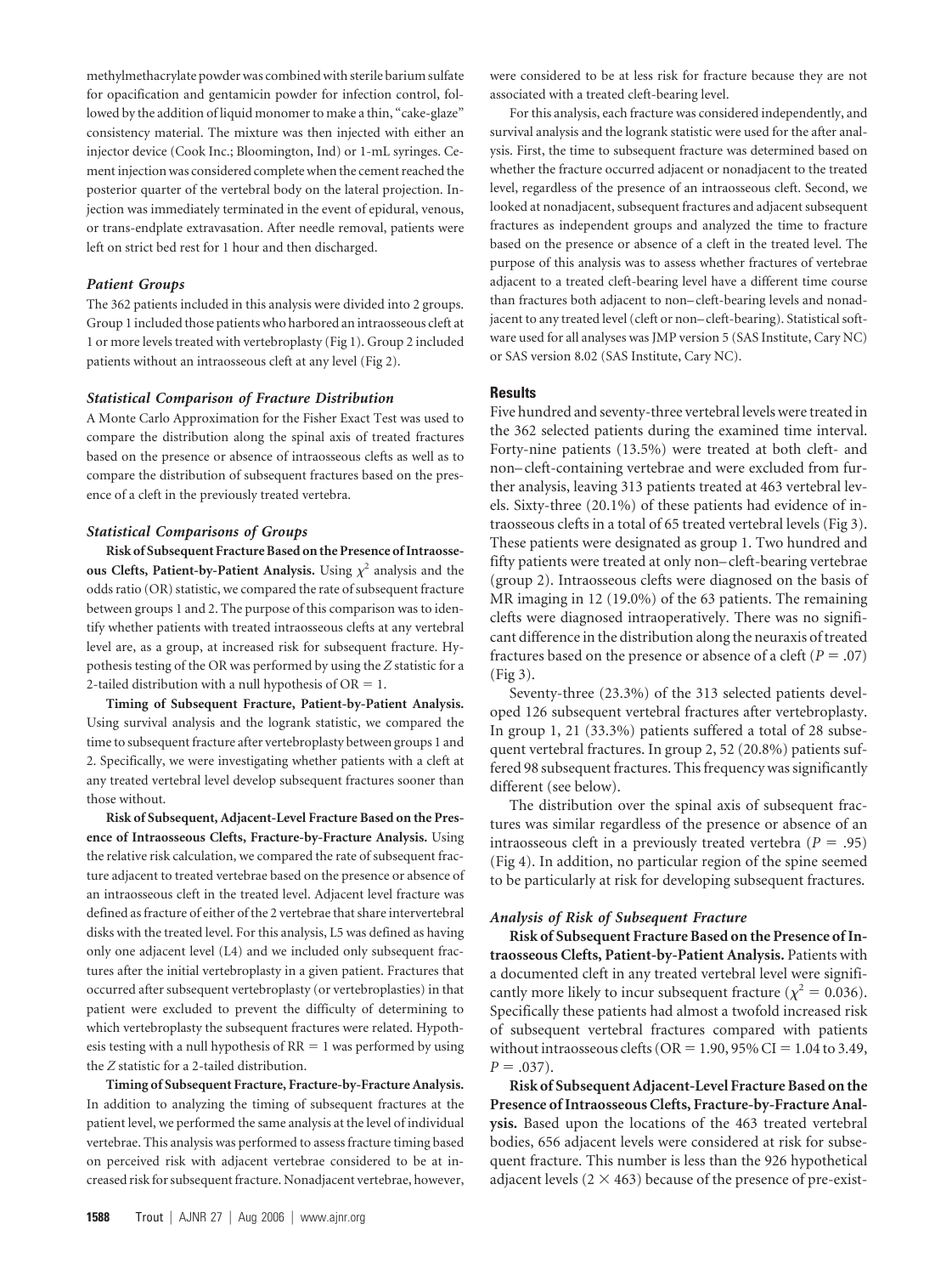methylmethacrylate powder was combined with sterile barium sulfate for opacification and gentamicin powder for infection control, followed by the addition of liquid monomer to make a thin, "cake-glaze" consistency material. The mixture was then injected with either an injector device (Cook Inc.; Bloomington, Ind) or 1-mL syringes. Cement injection was considered complete when the cement reached the posterior quarter of the vertebral body on the lateral projection. Injection was immediately terminated in the event of epidural, venous, or trans-endplate extravasation. After needle removal, patients were left on strict bed rest for 1 hour and then discharged.

### *Patient Groups*

The 362 patients included in this analysis were divided into 2 groups. Group 1 included those patients who harbored an intraosseous cleft at 1 or more levels treated with vertebroplasty (Fig 1). Group 2 included patients without an intraosseous cleft at any level (Fig 2).

### *Statistical Comparison of Fracture Distribution*

A Monte Carlo Approximation for the Fisher Exact Test was used to compare the distribution along the spinal axis of treated fractures based on the presence or absence of intraosseous clefts as well as to compare the distribution of subsequent fractures based on the presence of a cleft in the previously treated vertebra.

### *Statistical Comparisons of Groups*

**Risk of Subsequent Fracture Based on the Presence of Intraosseous Clefts, Patient-by-Patient Analysis.** Using $\chi^2$ analysis and the odds ratio (OR) statistic, we compared the rate of subsequent fracture between groups 1 and 2. The purpose of this comparison was to identify whether patients with treated intraosseous clefts at any vertebral level are, as a group, at increased risk for subsequent fracture. Hypothesis testing of the OR was performed by using the *Z* statistic for a 2-tailed distribution with a null hypothesis of OR = 1.

**Timing of Subsequent Fracture, Patient-by-Patient Analysis.** Using survival analysis and the logrank statistic, we compared the time to subsequent fracture after vertebroplasty between groups 1 and 2. Specifically, we were investigating whether patients with a cleft at any treated vertebral level develop subsequent fractures sooner than those without.

**Risk of Subsequent, Adjacent-Level Fracture Based on the Presence of Intraosseous Clefts, Fracture-by-Fracture Analysis.** Using the relative risk calculation, we compared the rate of subsequent fracture adjacent to treated vertebrae based on the presence or absence of an intraosseous cleft in the treated level. Adjacent level fracture was defined as fracture of either of the 2 vertebrae that share intervertebral disks with the treated level. For this analysis, L5 was defined as having only one adjacent level (L4) and we included only subsequent fractures after the initial vertebroplasty in a given patient. Fractures that occurred after subsequent vertebroplasty (or vertebroplasties) in that patient were excluded to prevent the difficulty of determining to which vertebroplasty the subsequent fractures were related. Hypothesis testing with a null hypothesis of RR = 1 was performed by using the *Z* statistic for a 2-tailed distribution.

**Timing of Subsequent Fracture, Fracture-by-Fracture Analysis.** In addition to analyzing the timing of subsequent fractures at the patient level, we performed the same analysis at the level of individual vertebrae. This analysis was performed to assess fracture timing based on perceived risk with adjacent vertebrae considered to be at increased risk for subsequent fracture. Nonadjacent vertebrae, however, were considered to be at less risk for fracture because they are not associated with a treated cleft-bearing level.

For this analysis, each fracture was considered independently, and survival analysis and the logrank statistic were used for the after analysis. First, the time to subsequent fracture was determined based on whether the fracture occurred adjacent or nonadjacent to the treated level, regardless of the presence of an intraosseous cleft. Second, we looked at nonadjacent, subsequent fractures and adjacent subsequent fractures as independent groups and analyzed the time to fracture based on the presence or absence of a cleft in the treated level. The purpose of this analysis was to assess whether fractures of vertebrae adjacent to a treated cleft-bearing level have a different time course than fractures both adjacent to non–cleft-bearing levels and nonadjacent to any treated level (cleft or non–cleft-bearing). Statistical software was used for all analyses was JMP version 5 (SAS Institute, Cary NC) or SAS version 8.02 (SAS Institute, Cary NC).

## Results

Five hundred and seventy-three vertebral levels were treated in the 362 selected patients during the examined time interval. Forty-nine patients (13.5%) were treated at both cleft- and non–cleft-containing vertebrae and were excluded from further analysis, leaving 313 patients treated at 463 vertebral levels. Sixty-three (20.1%) of these patients had evidence of intraosseous clefts in a total of 65 treated vertebral levels (Fig 3). These patients were designated as group 1. Two hundred and fifty patients were treated at only non–cleft-bearing vertebrae (group 2). Intraosseous clefts were diagnosed on the basis of MR imaging in 12 (19.0%) of the 63 patients. The remaining clefts were diagnosed intraoperatively. There was no significant difference in the distribution along the neuraxis of treated fractures based on the presence or absence of a cleft ($P = .07$) (Fig 3).

Seventy-three (23.3%) of the 313 selected patients developed 126 subsequent vertebral fractures after vertebroplasty. In group 1, 21 (33.3%) patients suffered a total of 28 subsequent vertebral fractures. In group 2, 52 (20.8%) patients suffered 98 subsequent fractures. This frequency was significantly different (see below).

The distribution over the spinal axis of subsequent fractures was similar regardless of the presence or absence of an intraosseous cleft in a previously treated vertebra ($P = .95$) (Fig 4). In addition, no particular region of the spine seemed to be particularly at risk for developing subsequent fractures.

### *Analysis of Risk of Subsequent Fracture*

**Risk of Subsequent Fracture Based on the Presence of Intraosseous Clefts, Patient-by-Patient Analysis.** Patients with a documented cleft in any treated vertebral level were significantly more likely to incur subsequent fracture ($\chi^2 = 0.036$). Specifically these patients had almost a twofold increased risk of subsequent vertebral fractures compared with patients without intraosseous clefts (OR = 1.90, 95% CI = 1.04 to 3.49, $P = .037$).

**Risk of Subsequent Adjacent-Level Fracture Based on the Presence of Intraosseous Clefts, Fracture-by-Fracture Analysis.** Based upon the locations of the 463 treated vertebral bodies, 656 adjacent levels were considered at risk for subsequent fracture. This number is less than the 926 hypothetical adjacent levels ($2 \times 463$) because of the presence of pre-exist-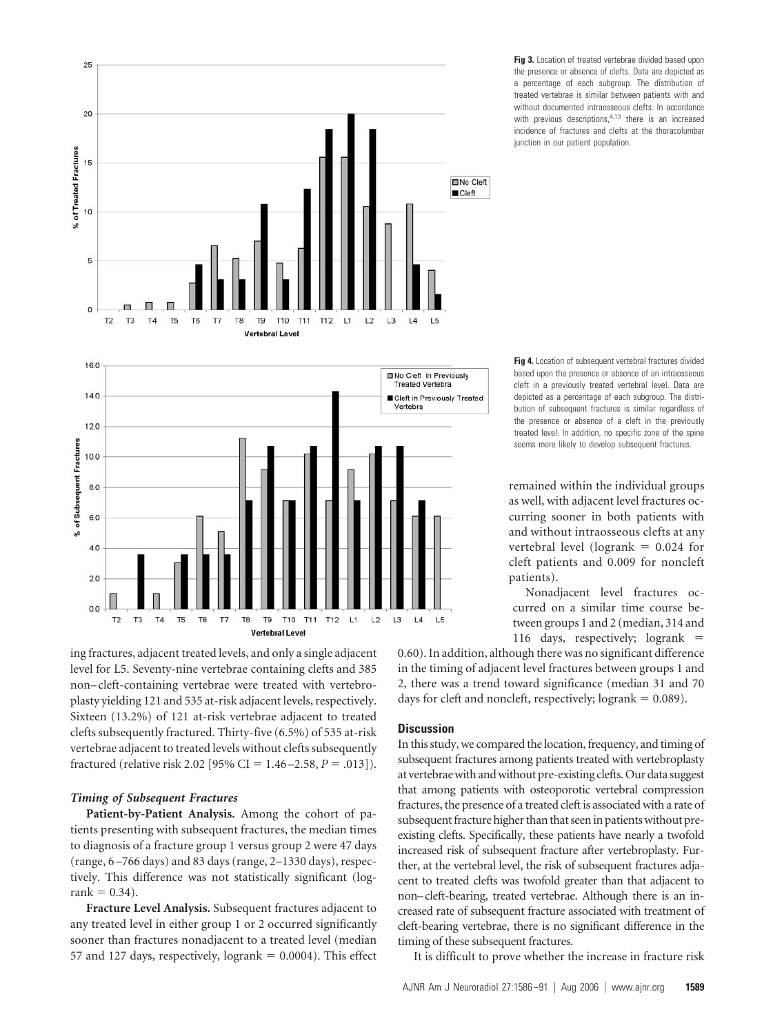**Fig 3.** Location of treated vertebrae divided based upon the presence or absence of clefts. Data are depicted as a percentage of each subgroup. The distribution of treated vertebrae is similar between patients with and without documented intraosseous clefts. In accordance with previous descriptions,[4,13] there is an increased incidence of fractures and clefts at the thoracolumbar junction in our patient population.

**Fig 4.** Location of subsequent vertebral fractures divided based upon the presence or absence of an intraosseous cleft in a previously treated vertebral level. Data are depicted as a percentage of each subgroup. The distribution of subsequent fractures is similar regardless of the presence or absence of a cleft in the previously treated level. In addition, no specific zone of the spine seems more likely to develop subsequent fractures.

ing fractures, adjacent treated levels, and only a single adjacent level for L5. Seventy-nine vertebrae containing clefts and 385 non–cleft-containing vertebrae were treated with vertebroplasty yielding 121 and 535 at-risk adjacent levels, respectively. Sixteen (13.2%) of 121 at-risk vertebrae adjacent to treated clefts subsequently fractured. Thirty-five (6.5%) of 535 at-risk vertebrae adjacent to treated levels without clefts subsequently fractured (relative risk 2.02 [95% CI = 1.46–2.58, $P = .013$]).

### *Timing of Subsequent Fractures*

**Patient-by-Patient Analysis.** Among the cohort of patients presenting with subsequent fractures, the median times to diagnosis of a fracture group 1 versus group 2 were 47 days (range, 6–766 days) and 83 days (range, 2–1330 days), respectively. This difference was not statistically significant (logrank = 0.34).

**Fracture Level Analysis.** Subsequent fractures adjacent to any treated level in either group 1 or 2 occurred significantly sooner than fractures nonadjacent to a treated level (median 57 and 127 days, respectively, logrank = 0.0004). This effect remained within the individual groups as well, with adjacent level fractures occurring sooner in both patients with and without intraosseous clefts at any vertebral level (logrank = 0.024 for cleft patients and 0.009 for noncleft patients).

Nonadjacent level fractures occurred on a similar time course between groups 1 and 2 (median, 314 and 116 days, respectively; logrank = 0.60). In addition, although there was no significant difference in the timing of adjacent level fractures between groups 1 and 2, there was a trend toward significance (median 31 and 70 days for cleft and noncleft, respectively; logrank = 0.089).

## Discussion

In this study, we compared the location, frequency, and timing of subsequent fractures among patients treated with vertebroplasty at vertebrae with and without pre-existing clefts. Our data suggest that among patients with osteoporotic vertebral compression fractures, the presence of a treated cleft is associated with a rate of subsequent fracture higher than that seen in patients without pre-existing clefts. Specifically, these patients have nearly a twofold increased risk of subsequent fracture after vertebroplasty. Further, at the vertebral level, the risk of subsequent fractures adjacent to treated clefts was twofold greater than that adjacent to non–cleft-bearing, treated vertebrae. Although there is an increased rate of subsequent fracture associated with treatment of cleft-bearing vertebrae, there is no significant difference in the timing of these subsequent fractures.

It is difficult to prove whether the increase in fracture risk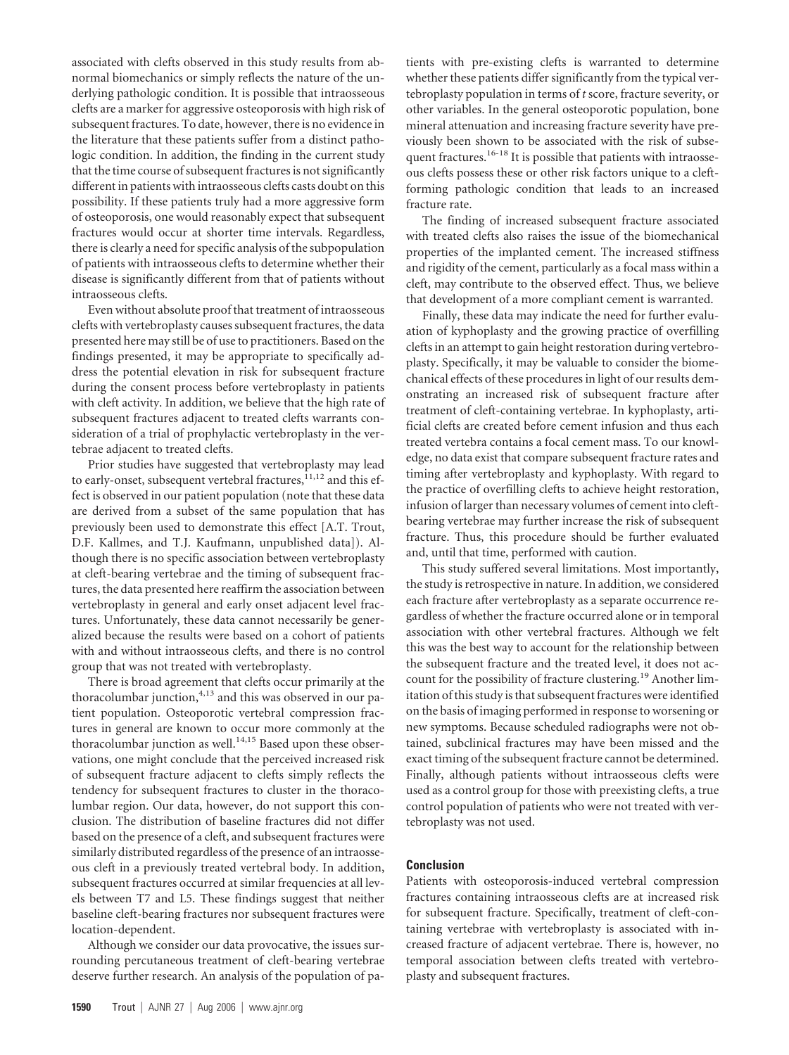associated with clefts observed in this study results from abnormal biomechanics or simply reflects the nature of the underlying pathologic condition. It is possible that intraosseous clefts are a marker for aggressive osteoporosis with high risk of subsequent fractures. To date, however, there is no evidence in the literature that these patients suffer from a distinct pathologic condition. In addition, the finding in the current study that the time course of subsequent fractures is not significantly different in patients with intraosseous clefts casts doubt on this possibility. If these patients truly had a more aggressive form of osteoporosis, one would reasonably expect that subsequent fractures would occur at shorter time intervals. Regardless, there is clearly a need for specific analysis of the subpopulation of patients with intraosseous clefts to determine whether their disease is significantly different from that of patients without intraosseous clefts.

Even without absolute proof that treatment of intraosseous clefts with vertebroplasty causes subsequent fractures, the data presented here may still be of use to practitioners. Based on the findings presented, it may be appropriate to specifically address the potential elevation in risk for subsequent fracture during the consent process before vertebroplasty in patients with cleft activity. In addition, we believe that the high rate of subsequent fractures adjacent to treated clefts warrants consideration of a trial of prophylactic vertebroplasty in the vertebrae adjacent to treated clefts.

Prior studies have suggested that vertebroplasty may lead to early-onset, subsequent vertebral fractures,[11,12] and this effect is observed in our patient population (note that these data are derived from a subset of the same population that has previously been used to demonstrate this effect [A.T. Trout, D.F. Kallmes, and T.J. Kaufmann, unpublished data]). Although there is no specific association between vertebroplasty at cleft-bearing vertebrae and the timing of subsequent fractures, the data presented here reaffirm the association between vertebroplasty in general and early onset adjacent level fractures. Unfortunately, these data cannot necessarily be generalized because the results were based on a cohort of patients with and without intraosseous clefts, and there is no control group that was not treated with vertebroplasty.

There is broad agreement that clefts occur primarily at the thoracolumbar junction,[4,13] and this was observed in our patient population. Osteoporotic vertebral compression fractures in general are known to occur more commonly at the thoracolumbar junction as well.[14,15] Based upon these observations, one might conclude that the perceived increased risk of subsequent fracture adjacent to clefts simply reflects the tendency for subsequent fractures to cluster in the thoracolumbar region. Our data, however, do not support this conclusion. The distribution of baseline fractures did not differ based on the presence of a cleft, and subsequent fractures were similarly distributed regardless of the presence of an intraosseous cleft in a previously treated vertebral body. In addition, subsequent fractures occurred at similar frequencies at all levels between T7 and L5. These findings suggest that neither baseline cleft-bearing fractures nor subsequent fractures were location-dependent.

Although we consider our data provocative, the issues surrounding percutaneous treatment of cleft-bearing vertebrae deserve further research. An analysis of the population of patients with pre-existing clefts is warranted to determine whether these patients differ significantly from the typical vertebroplasty population in terms of *t* score, fracture severity, or other variables. In the general osteoporotic population, bone mineral attenuation and increasing fracture severity have previously been shown to be associated with the risk of subsequent fractures.[16-18] It is possible that patients with intraosseous clefts possess these or other risk factors unique to a cleft-forming pathologic condition that leads to an increased fracture rate.

The finding of increased subsequent fracture associated with treated clefts also raises the issue of the biomechanical properties of the implanted cement. The increased stiffness and rigidity of the cement, particularly as a focal mass within a cleft, may contribute to the observed effect. Thus, we believe that development of a more compliant cement is warranted.

Finally, these data may indicate the need for further evaluation of kyphoplasty and the growing practice of overfilling clefts in an attempt to gain height restoration during vertebroplasty. Specifically, it may be valuable to consider the biomechanical effects of these procedures in light of our results demonstrating an increased risk of subsequent fracture after treatment of cleft-containing vertebrae. In kyphoplasty, artificial clefts are created before cement infusion and thus each treated vertebra contains a focal cement mass. To our knowledge, no data exist that compare subsequent fracture rates and timing after vertebroplasty and kyphoplasty. With regard to the practice of overfilling clefts to achieve height restoration, infusion of larger than necessary volumes of cement into cleft-bearing vertebrae may further increase the risk of subsequent fracture. Thus, this procedure should be further evaluated and, until that time, performed with caution.

This study suffered several limitations. Most importantly, the study is retrospective in nature. In addition, we considered each fracture after vertebroplasty as a separate occurrence regardless of whether the fracture occurred alone or in temporal association with other vertebral fractures. Although we felt this was the best way to account for the relationship between the subsequent fracture and the treated level, it does not account for the possibility of fracture clustering.[19] Another limitation of this study is that subsequent fractures were identified on the basis of imaging performed in response to worsening or new symptoms. Because scheduled radiographs were not obtained, subclinical fractures may have been missed and the exact timing of the subsequent fracture cannot be determined. Finally, although patients without intraosseous clefts were used as a control group for those with preexisting clefts, a true control population of patients who were not treated with vertebroplasty was not used.

## Conclusion

Patients with osteoporosis-induced vertebral compression fractures containing intraosseous clefts are at increased risk for subsequent fracture. Specifically, treatment of cleft-containing vertebrae with vertebroplasty is associated with increased fracture of adjacent vertebrae. There is, however, no temporal association between clefts treated with vertebroplasty and subsequent fractures.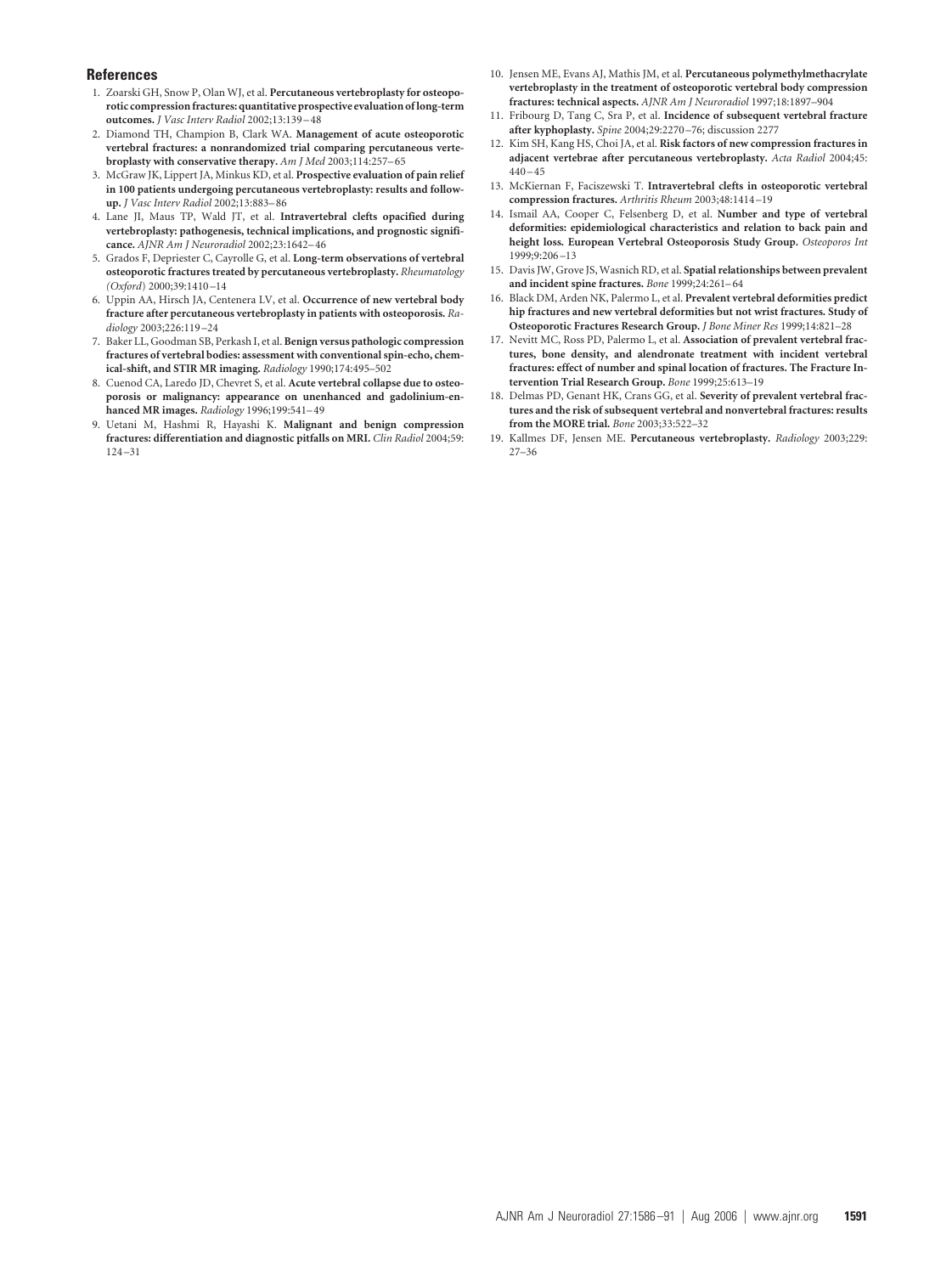## References

1. Zoarski GH, Snow P, Olan WJ, et al. **Percutaneous vertebroplasty for osteoporotic compression fractures: quantitative prospective evaluation of long-term outcomes.** *J Vasc Interv Radiol* 2002;13:139–48
2. Diamond TH, Champion B, Clark WA. **Management of acute osteoporotic vertebral fractures: a nonrandomized trial comparing percutaneous vertebroplasty with conservative therapy.** *Am J Med* 2003;114:257–65
3. McGraw JK, Lippert JA, Minkus KD, et al. **Prospective evaluation of pain relief in 100 patients undergoing percutaneous vertebroplasty: results and follow-up.** *J Vasc Interv Radiol* 2002;13:883–86
4. Lane JI, Maus TP, Wald JT, et al. **Intravertebral clefts opacified during vertebroplasty: pathogenesis, technical implications, and prognostic significance.** *AJNR Am J Neuroradiol* 2002;23:1642–46
5. Grados F, Depriester C, Cayrolle G, et al. **Long-term observations of vertebral osteoporotic fractures treated by percutaneous vertebroplasty.** *Rheumatology (Oxford)* 2000;39:1410–14
6. Uppin AA, Hirsch JA, Centenera LV, et al. **Occurrence of new vertebral body fracture after percutaneous vertebroplasty in patients with osteoporosis.** *Radiology* 2003;226:119–24
7. Baker LL, Goodman SB, Perkash I, et al. **Benign versus pathologic compression fractures of vertebral bodies: assessment with conventional spin-echo, chemical-shift, and STIR MR imaging.** *Radiology* 1990;174:495–502
8. Cuenod CA, Laredo JD, Chevret S, et al. **Acute vertebral collapse due to osteoporosis or malignancy: appearance on unenhanced and gadolinium-enhanced MR images.** *Radiology* 1996;199:541–49
9. Uetani M, Hashmi R, Hayashi K. **Malignant and benign compression fractures: differentiation and diagnostic pitfalls on MRI.** *Clin Radiol* 2004;59:124–31
10. Jensen ME, Evans AJ, Mathis JM, et al. **Percutaneous polymethylmethacrylate vertebroplasty in the treatment of osteoporotic vertebral body compression fractures: technical aspects.** *AJNR Am J Neuroradiol* 1997;18:1897–904
11. Fribourg D, Tang C, Sra P, et al. **Incidence of subsequent vertebral fracture after kyphoplasty.** *Spine* 2004;29:2270–76; discussion 2277
12. Kim SH, Kang HS, Choi JA, et al. **Risk factors of new compression fractures in adjacent vertebrae after percutaneous vertebroplasty.** *Acta Radiol* 2004;45:440–45
13. McKiernan F, Faciszewski T. **Intravertebral clefts in osteoporotic vertebral compression fractures.** *Arthritis Rheum* 2003;48:1414–19
14. Ismail AA, Cooper C, Felsenberg D, et al. **Number and type of vertebral deformities: epidemiological characteristics and relation to back pain and height loss. European Vertebral Osteoporosis Study Group.** *Osteoporos Int* 1999;9:206–13
15. Davis JW, Grove JS, Wasnich RD, et al. **Spatial relationships between prevalent and incident spine fractures.** *Bone* 1999;24:261–64
16. Black DM, Arden NK, Palermo L, et al. **Prevalent vertebral deformities predict hip fractures and new vertebral deformities but not wrist fractures. Study of Osteoporotic Fractures Research Group.** *J Bone Miner Res* 1999;14:821–28
17. Nevitt MC, Ross PD, Palermo L, et al. **Association of prevalent vertebral fractures, bone density, and alendronate treatment with incident vertebral fractures: effect of number and spinal location of fractures. The Fracture Intervention Trial Research Group.** *Bone* 1999;25:613–19
18. Delmas PD, Genant HK, Crans GG, et al. **Severity of prevalent vertebral fractures and the risk of subsequent vertebral and nonvertebral fractures: results from the MORE trial.** *Bone* 2003;33:522–32
19. Kallmes DF, Jensen ME. **Percutaneous vertebroplasty.** *Radiology* 2003;229:27–36